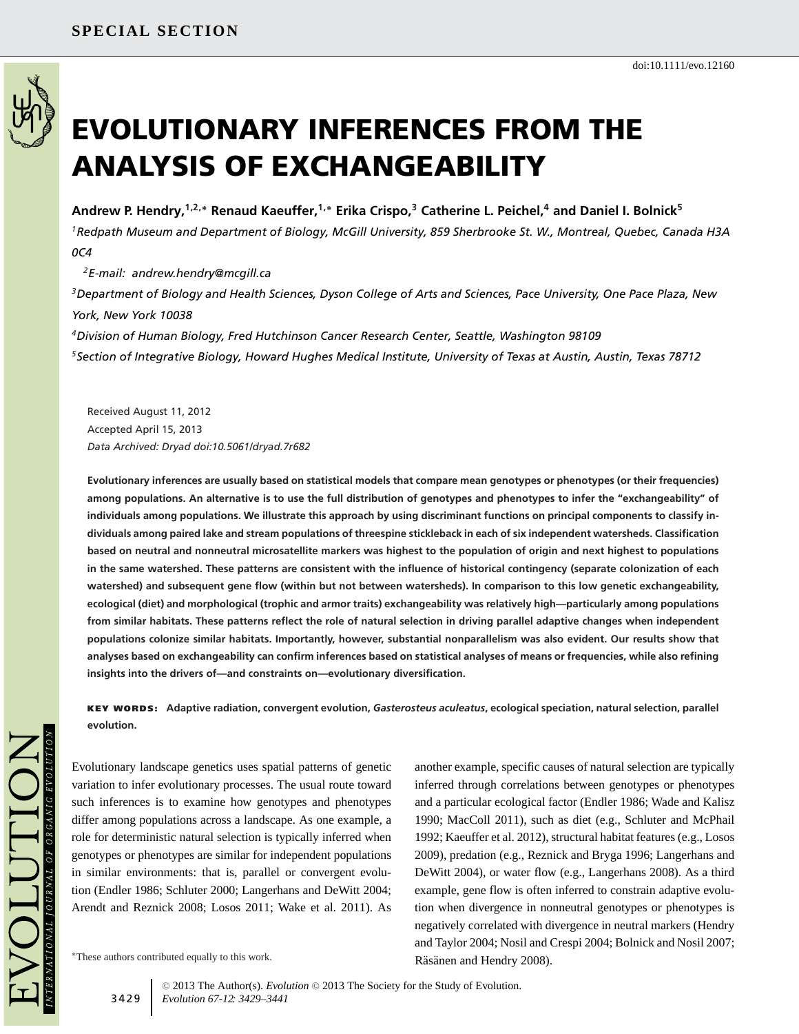SPECIAL SECTION

doi:10.1111/evo.12160

# EVOLUTIONARY INFERENCES FROM THE ANALYSIS OF EXCHANGEABILITY

**Andrew P. Hendry,[1,2,*] Renaud Kaeuffer,[1,*] Erika Crispo,[3] Catherine L. Peichel,[4] and Daniel I. Bolnick[5]**

[1]*Redpath Museum and Department of Biology, McGill University, 859 Sherbrooke St. W., Montreal, Quebec, Canada H3A 0C4*

[2]*E-mail: andrew.hendry@mcgill.ca*

[3]*Department of Biology and Health Sciences, Dyson College of Arts and Sciences, Pace University, One Pace Plaza, New York, New York 10038*

[4]*Division of Human Biology, Fred Hutchinson Cancer Research Center, Seattle, Washington 98109*

[5]*Section of Integrative Biology, Howard Hughes Medical Institute, University of Texas at Austin, Austin, Texas 78712*

Received August 11, 2012
Accepted April 15, 2013
*Data Archived: Dryad doi:10.5061/dryad.7r682*

**Evolutionary inferences are usually based on statistical models that compare mean genotypes or phenotypes (or their frequencies) among populations. An alternative is to use the full distribution of genotypes and phenotypes to infer the "exchangeability" of individuals among populations. We illustrate this approach by using discriminant functions on principal components to classify individuals among paired lake and stream populations of threespine stickleback in each of six independent watersheds. Classification based on neutral and nonneutral microsatellite markers was highest to the population of origin and next highest to populations in the same watershed. These patterns are consistent with the influence of historical contingency (separate colonization of each watershed) and subsequent gene flow (within but not between watersheds). In comparison to this low genetic exchangeability, ecological (diet) and morphological (trophic and armor traits) exchangeability was relatively high—particularly among populations from similar habitats. These patterns reflect the role of natural selection in driving parallel adaptive changes when independent populations colonize similar habitats. Importantly, however, substantial nonparallelism was also evident. Our results show that analyses based on exchangeability can confirm inferences based on statistical analyses of means or frequencies, while also refining insights into the drivers of—and constraints on—evolutionary diversification.**

**KEY WORDS: Adaptive radiation, convergent evolution, *Gasterosteus aculeatus*, ecological speciation, natural selection, parallel evolution.**

Evolutionary landscape genetics uses spatial patterns of genetic variation to infer evolutionary processes. The usual route toward such inferences is to examine how genotypes and phenotypes differ among populations across a landscape. As one example, a role for deterministic natural selection is typically inferred when genotypes or phenotypes are similar for independent populations in similar environments: that is, parallel or convergent evolution (Endler 1986; Schluter 2000; Langerhans and DeWitt 2004; Arendt and Reznick 2008; Losos 2011; Wake et al. 2011). As another example, specific causes of natural selection are typically inferred through correlations between genotypes or phenotypes and a particular ecological factor (Endler 1986; Wade and Kalisz 1990; MacColl 2011), such as diet (e.g., Schluter and McPhail 1992; Kaeuffer et al. 2012), structural habitat features (e.g., Losos 2009), predation (e.g., Reznick and Bryga 1996; Langerhans and DeWitt 2004), or water flow (e.g., Langerhans 2008). As a third example, gene flow is often inferred to constrain adaptive evolution when divergence in nonneutral genotypes or phenotypes is negatively correlated with divergence in neutral markers (Hendry and Taylor 2004; Nosil and Crespi 2004; Bolnick and Nosil 2007; Räsänen and Hendry 2008).

*These authors contributed equally to this work.

© 2013 The Author(s). *Evolution* © 2013 The Society for the Study of Evolution.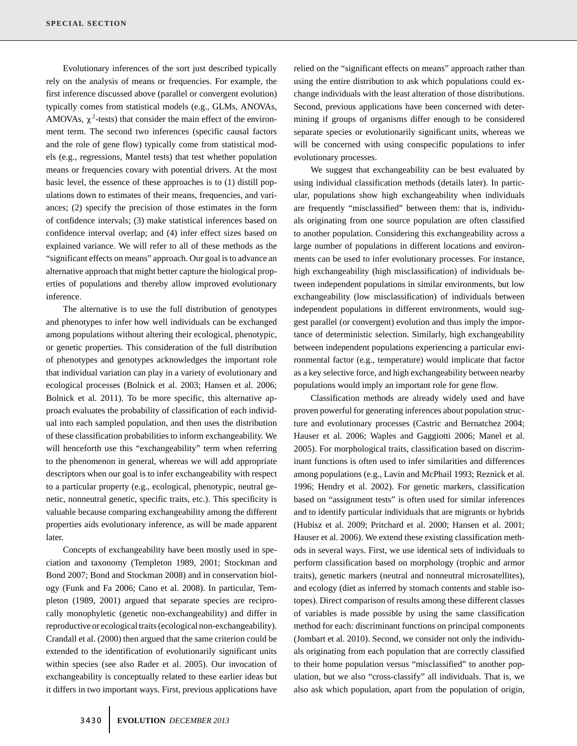Evolutionary inferences of the sort just described typically rely on the analysis of means or frequencies. For example, the first inference discussed above (parallel or convergent evolution) typically comes from statistical models (e.g., GLMs, ANOVAs, AMOVAs, $\chi^2$-tests) that consider the main effect of the environment term. The second two inferences (specific causal factors and the role of gene flow) typically come from statistical models (e.g., regressions, Mantel tests) that test whether population means or frequencies covary with potential drivers. At the most basic level, the essence of these approaches is to (1) distill populations down to estimates of their means, frequencies, and variances; (2) specify the precision of those estimates in the form of confidence intervals; (3) make statistical inferences based on confidence interval overlap; and (4) infer effect sizes based on explained variance. We will refer to all of these methods as the "significant effects on means" approach. Our goal is to advance an alternative approach that might better capture the biological properties of populations and thereby allow improved evolutionary inference.

The alternative is to use the full distribution of genotypes and phenotypes to infer how well individuals can be exchanged among populations without altering their ecological, phenotypic, or genetic properties. This consideration of the full distribution of phenotypes and genotypes acknowledges the important role that individual variation can play in a variety of evolutionary and ecological processes (Bolnick et al. 2003; Hansen et al. 2006; Bolnick et al. 2011). To be more specific, this alternative approach evaluates the probability of classification of each individual into each sampled population, and then uses the distribution of these classification probabilities to inform exchangeability. We will henceforth use this "exchangeability" term when referring to the phenomenon in general, whereas we will add appropriate descriptors when our goal is to infer exchangeability with respect to a particular property (e.g., ecological, phenotypic, neutral genetic, nonneutral genetic, specific traits, etc.). This specificity is valuable because comparing exchangeability among the different properties aids evolutionary inference, as will be made apparent later.

Concepts of exchangeability have been mostly used in speciation and taxonomy (Templeton 1989, 2001; Stockman and Bond 2007; Bond and Stockman 2008) and in conservation biology (Funk and Fa 2006; Cano et al. 2008). In particular, Templeton (1989, 2001) argued that separate species are reciprocally monophyletic (genetic non-exchangeability) and differ in reproductive or ecological traits (ecological non-exchangeability). Crandall et al. (2000) then argued that the same criterion could be extended to the identification of evolutionarily significant units within species (see also Rader et al. 2005). Our invocation of exchangeability is conceptually related to these earlier ideas but it differs in two important ways. First, previous applications have relied on the "significant effects on means" approach rather than using the entire distribution to ask which populations could exchange individuals with the least alteration of those distributions. Second, previous applications have been concerned with determining if groups of organisms differ enough to be considered separate species or evolutionarily significant units, whereas we will be concerned with using conspecific populations to infer evolutionary processes.

We suggest that exchangeability can be best evaluated by using individual classification methods (details later). In particular, populations show high exchangeability when individuals are frequently "misclassified" between them: that is, individuals originating from one source population are often classified to another population. Considering this exchangeability across a large number of populations in different locations and environments can be used to infer evolutionary processes. For instance, high exchangeability (high misclassification) of individuals between independent populations in similar environments, but low exchangeability (low misclassification) of individuals between independent populations in different environments, would suggest parallel (or convergent) evolution and thus imply the importance of deterministic selection. Similarly, high exchangeability between independent populations experiencing a particular environmental factor (e.g., temperature) would implicate that factor as a key selective force, and high exchangeability between nearby populations would imply an important role for gene flow.

Classification methods are already widely used and have proven powerful for generating inferences about population structure and evolutionary processes (Castric and Bernatchez 2004; Hauser et al. 2006; Waples and Gaggiotti 2006; Manel et al. 2005). For morphological traits, classification based on discriminant functions is often used to infer similarities and differences among populations (e.g., Lavin and McPhail 1993; Reznick et al. 1996; Hendry et al. 2002). For genetic markers, classification based on "assignment tests" is often used for similar inferences and to identify particular individuals that are migrants or hybrids (Hubisz et al. 2009; Pritchard et al. 2000; Hansen et al. 2001; Hauser et al. 2006). We extend these existing classification methods in several ways. First, we use identical sets of individuals to perform classification based on morphology (trophic and armor traits), genetic markers (neutral and nonneutral microsatellites), and ecology (diet as inferred by stomach contents and stable isotopes). Direct comparison of results among these different classes of variables is made possible by using the same classification method for each: discriminant functions on principal components (Jombart et al. 2010). Second, we consider not only the individuals originating from each population that are correctly classified to their home population versus "misclassified" to another population, but we also "cross-classify" all individuals. That is, we also ask which population, apart from the population of origin,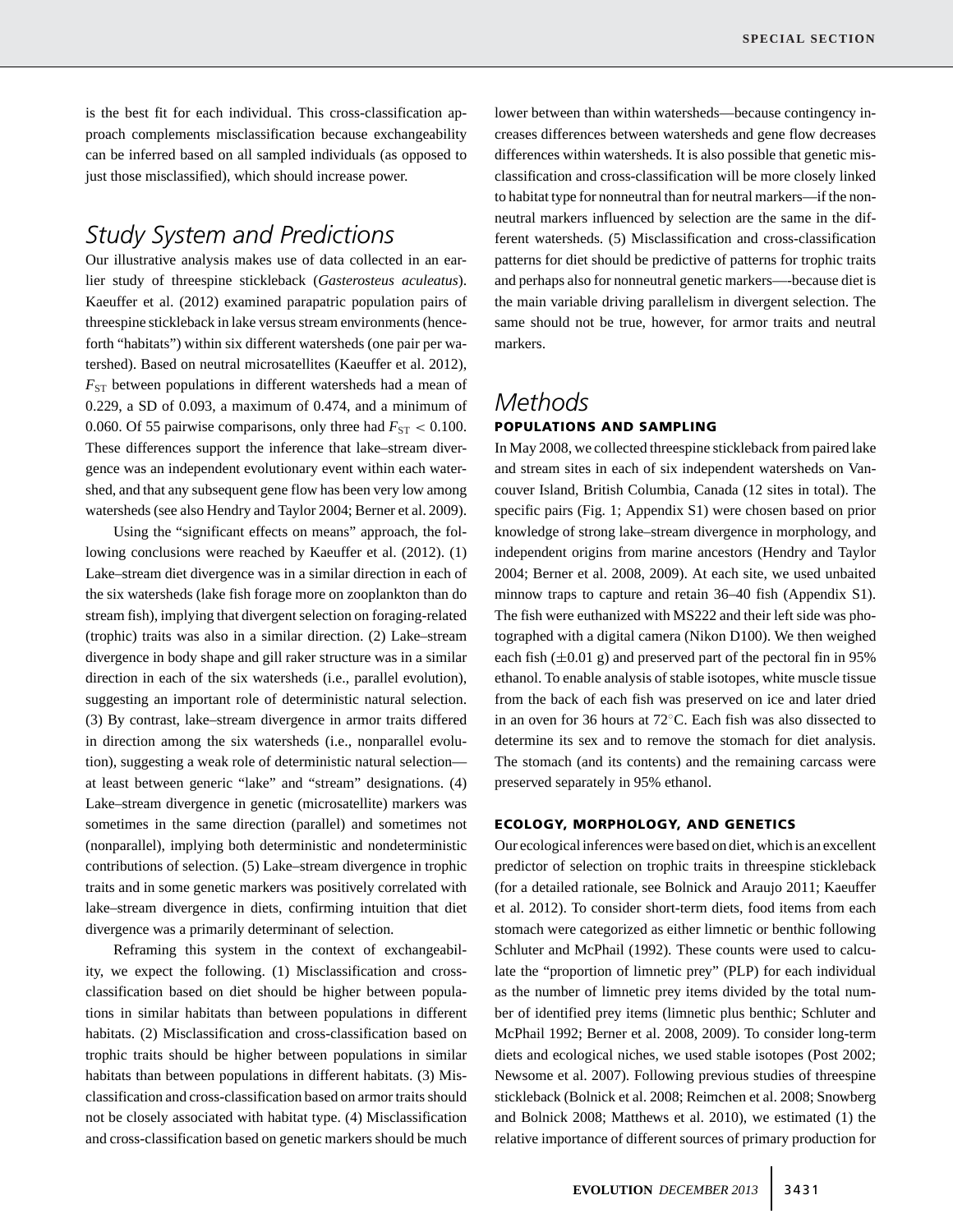is the best fit for each individual. This cross-classification approach complements misclassification because exchangeability can be inferred based on all sampled individuals (as opposed to just those misclassified), which should increase power.

## Study System and Predictions

Our illustrative analysis makes use of data collected in an earlier study of threespine stickleback (*Gasterosteus aculeatus*). Kaeuffer et al. (2012) examined parapatric population pairs of threespine stickleback in lake versus stream environments (henceforth "habitats") within six different watersheds (one pair per watershed). Based on neutral microsatellites (Kaeuffer et al. 2012), $F_{ST}$ between populations in different watersheds had a mean of 0.229, a SD of 0.093, a maximum of 0.474, and a minimum of 0.060. Of 55 pairwise comparisons, only three had $F_{ST} < 0.100$. These differences support the inference that lake–stream divergence was an independent evolutionary event within each watershed, and that any subsequent gene flow has been very low among watersheds (see also Hendry and Taylor 2004; Berner et al. 2009).

Using the "significant effects on means" approach, the following conclusions were reached by Kaeuffer et al. (2012). (1) Lake–stream diet divergence was in a similar direction in each of the six watersheds (lake fish forage more on zooplankton than do stream fish), implying that divergent selection on foraging-related (trophic) traits was also in a similar direction. (2) Lake–stream divergence in body shape and gill raker structure was in a similar direction in each of the six watersheds (i.e., parallel evolution), suggesting an important role of deterministic natural selection. (3) By contrast, lake–stream divergence in armor traits differed in direction among the six watersheds (i.e., nonparallel evolution), suggesting a weak role of deterministic natural selection—at least between generic "lake" and "stream" designations. (4) Lake–stream divergence in genetic (microsatellite) markers was sometimes in the same direction (parallel) and sometimes not (nonparallel), implying both deterministic and nondeterministic contributions of selection. (5) Lake–stream divergence in trophic traits and in some genetic markers was positively correlated with lake–stream divergence in diets, confirming intuition that diet divergence was a primarily determinant of selection.

Reframing this system in the context of exchangeability, we expect the following. (1) Misclassification and cross-classification based on diet should be higher between populations in similar habitats than between populations in different habitats. (2) Misclassification and cross-classification based on trophic traits should be higher between populations in similar habitats than between populations in different habitats. (3) Misclassification and cross-classification based on armor traits should not be closely associated with habitat type. (4) Misclassification and cross-classification based on genetic markers should be much lower between than within watersheds—because contingency increases differences between watersheds and gene flow decreases differences within watersheds. It is also possible that genetic misclassification and cross-classification will be more closely linked to habitat type for nonneutral than for neutral markers—if the nonneutral markers influenced by selection are the same in the different watersheds. (5) Misclassification and cross-classification patterns for diet should be predictive of patterns for trophic traits and perhaps also for nonneutral genetic markers—-because diet is the main variable driving parallelism in divergent selection. The same should not be true, however, for armor traits and neutral markers.

## Methods

### POPULATIONS AND SAMPLING

In May 2008, we collected threespine stickleback from paired lake and stream sites in each of six independent watersheds on Vancouver Island, British Columbia, Canada (12 sites in total). The specific pairs (Fig. 1; Appendix S1) were chosen based on prior knowledge of strong lake–stream divergence in morphology, and independent origins from marine ancestors (Hendry and Taylor 2004; Berner et al. 2008, 2009). At each site, we used unbaited minnow traps to capture and retain 36–40 fish (Appendix S1). The fish were euthanized with MS222 and their left side was photographed with a digital camera (Nikon D100). We then weighed each fish ($\pm$0.01 g) and preserved part of the pectoral fin in 95% ethanol. To enable analysis of stable isotopes, white muscle tissue from the back of each fish was preserved on ice and later dried in an oven for 36 hours at 72°C. Each fish was also dissected to determine its sex and to remove the stomach for diet analysis. The stomach (and its contents) and the remaining carcass were preserved separately in 95% ethanol.

### ECOLOGY, MORPHOLOGY, AND GENETICS

Our ecological inferences were based on diet, which is an excellent predictor of selection on trophic traits in threespine stickleback (for a detailed rationale, see Bolnick and Araujo 2011; Kaeuffer et al. 2012). To consider short-term diets, food items from each stomach were categorized as either limnetic or benthic following Schluter and McPhail (1992). These counts were used to calculate the "proportion of limnetic prey" (PLP) for each individual as the number of limnetic prey items divided by the total number of identified prey items (limnetic plus benthic; Schluter and McPhail 1992; Berner et al. 2008, 2009). To consider long-term diets and ecological niches, we used stable isotopes (Post 2002; Newsome et al. 2007). Following previous studies of threespine stickleback (Bolnick et al. 2008; Reimchen et al. 2008; Snowberg and Bolnick 2008; Matthews et al. 2010), we estimated (1) the relative importance of different sources of primary production for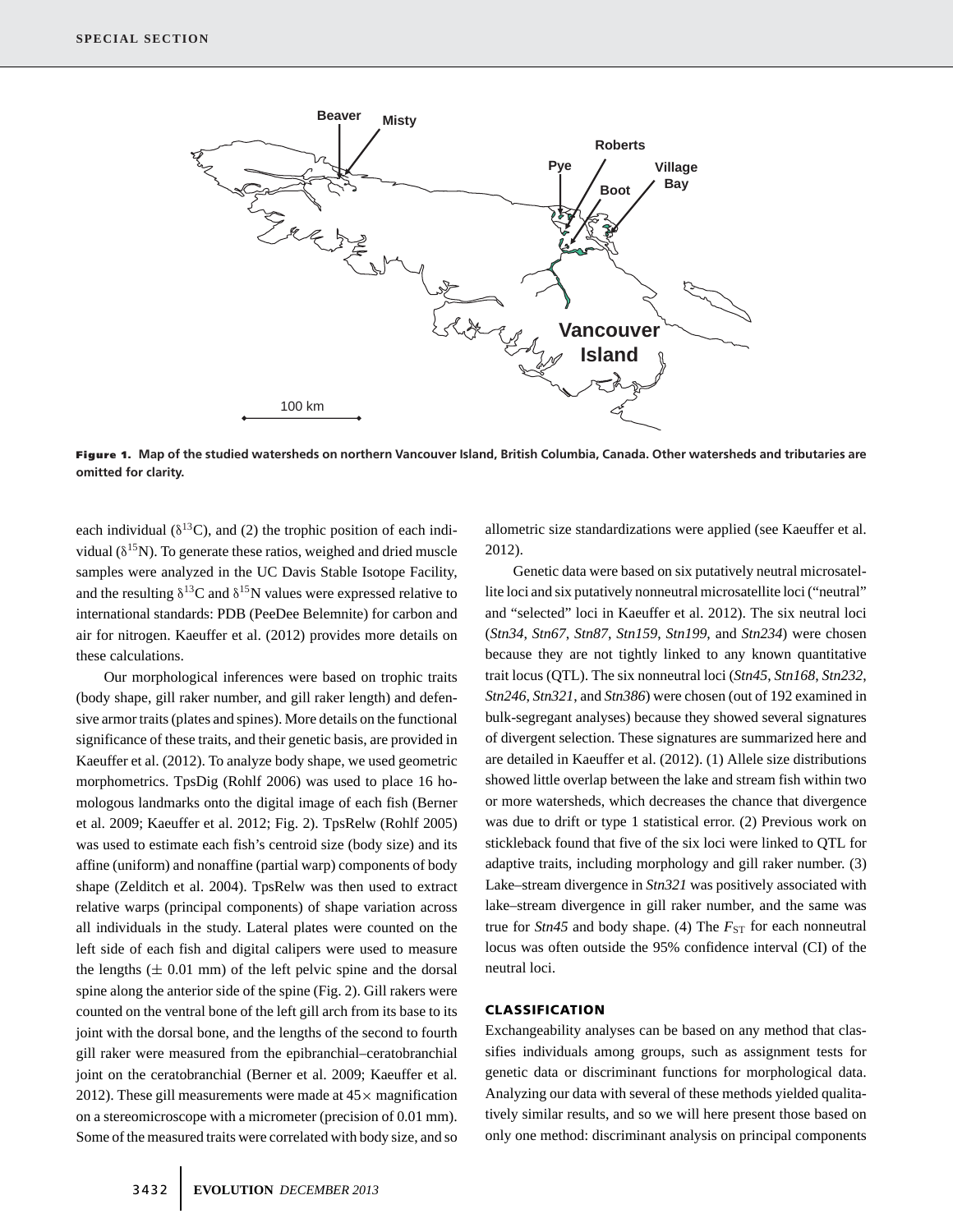**Figure 1.** Map of the studied watersheds on northern Vancouver Island, British Columbia, Canada. Other watersheds and tributaries are omitted for clarity.

each individual ($\delta^{13}$C), and (2) the trophic position of each individual ($\delta^{15}$N). To generate these ratios, weighed and dried muscle samples were analyzed in the UC Davis Stable Isotope Facility, and the resulting $\delta^{13}$C and $\delta^{15}$N values were expressed relative to international standards: PDB (PeeDee Belemnite) for carbon and air for nitrogen. Kaeuffer et al. (2012) provides more details on these calculations.

Our morphological inferences were based on trophic traits (body shape, gill raker number, and gill raker length) and defensive armor traits (plates and spines). More details on the functional significance of these traits, and their genetic basis, are provided in Kaeuffer et al. (2012). To analyze body shape, we used geometric morphometrics. TpsDig (Rohlf 2006) was used to place 16 homologous landmarks onto the digital image of each fish (Berner et al. 2009; Kaeuffer et al. 2012; Fig. 2). TpsRelw (Rohlf 2005) was used to estimate each fish's centroid size (body size) and its affine (uniform) and nonaffine (partial warp) components of body shape (Zelditch et al. 2004). TpsRelw was then used to extract relative warps (principal components) of shape variation across all individuals in the study. Lateral plates were counted on the left side of each fish and digital calipers were used to measure the lengths ($\pm$ 0.01 mm) of the left pelvic spine and the dorsal spine along the anterior side of the spine (Fig. 2). Gill rakers were counted on the ventral bone of the left gill arch from its base to its joint with the dorsal bone, and the lengths of the second to fourth gill raker were measured from the epibranchial–ceratobranchial joint on the ceratobranchial (Berner et al. 2009; Kaeuffer et al. 2012). These gill measurements were made at 45$\times$ magnification on a stereomicroscope with a micrometer (precision of 0.01 mm). Some of the measured traits were correlated with body size, and so allometric size standardizations were applied (see Kaeuffer et al. 2012).

Genetic data were based on six putatively neutral microsatellite loci and six putatively nonneutral microsatellite loci ("neutral" and "selected" loci in Kaeuffer et al. 2012). The six neutral loci (*Stn34*, *Stn67*, *Stn87*, *Stn159*, *Stn199*, and *Stn234*) were chosen because they are not tightly linked to any known quantitative trait locus (QTL). The six nonneutral loci (*Stn45*, *Stn168*, *Stn232*, *Stn246*, *Stn321*, and *Stn386*) were chosen (out of 192 examined in bulk-segregant analyses) because they showed several signatures of divergent selection. These signatures are summarized here and are detailed in Kaeuffer et al. (2012). (1) Allele size distributions showed little overlap between the lake and stream fish within two or more watersheds, which decreases the chance that divergence was due to drift or type 1 statistical error. (2) Previous work on stickleback found that five of the six loci were linked to QTL for adaptive traits, including morphology and gill raker number. (3) Lake–stream divergence in *Stn321* was positively associated with lake–stream divergence in gill raker number, and the same was true for *Stn45* and body shape. (4) The $F_{ST}$ for each nonneutral locus was often outside the 95% confidence interval (CI) of the neutral loci.

## CLASSIFICATION

Exchangeability analyses can be based on any method that classifies individuals among groups, such as assignment tests for genetic data or discriminant functions for morphological data. Analyzing our data with several of these methods yielded qualitatively similar results, and so we will here present those based on only one method: discriminant analysis on principal components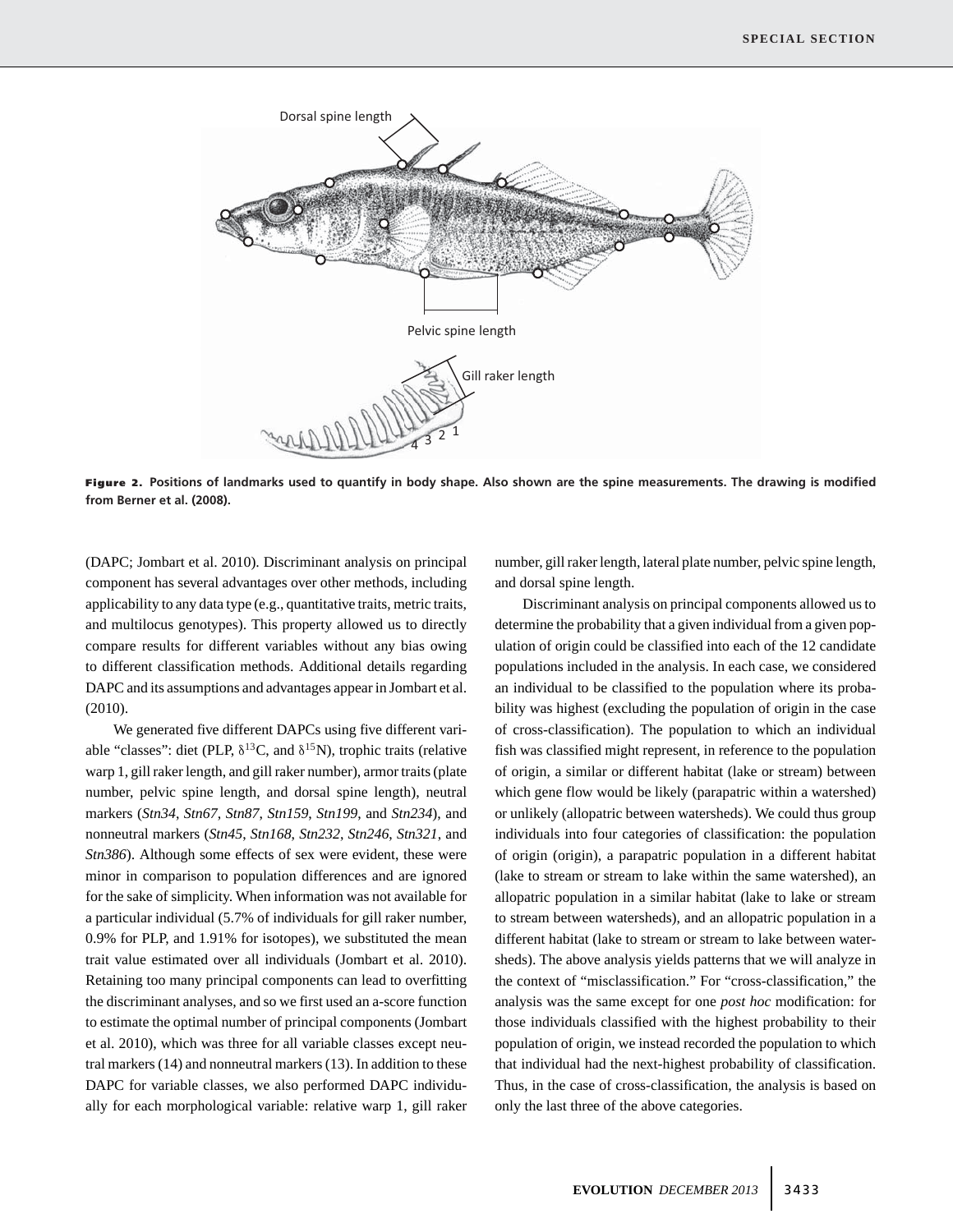**Figure 2.** **Positions of landmarks used to quantify in body shape. Also shown are the spine measurements. The drawing is modified from Berner et al. (2008).**

(DAPC; Jombart et al. 2010). Discriminant analysis on principal component has several advantages over other methods, including applicability to any data type (e.g., quantitative traits, metric traits, and multilocus genotypes). This property allowed us to directly compare results for different variables without any bias owing to different classification methods. Additional details regarding DAPC and its assumptions and advantages appear in Jombart et al. (2010).

We generated five different DAPCs using five different variable "classes": diet (PLP, $\delta^{13}$C, and $\delta^{15}$N), trophic traits (relative warp 1, gill raker length, and gill raker number), armor traits (plate number, pelvic spine length, and dorsal spine length), neutral markers (*Stn34*, *Stn67*, *Stn87*, *Stn159*, *Stn199*, and *Stn234*), and nonneutral markers (*Stn45*, *Stn168*, *Stn232*, *Stn246*, *Stn321*, and *Stn386*). Although some effects of sex were evident, these were minor in comparison to population differences and are ignored for the sake of simplicity. When information was not available for a particular individual (5.7% of individuals for gill raker number, 0.9% for PLP, and 1.91% for isotopes), we substituted the mean trait value estimated over all individuals (Jombart et al. 2010). Retaining too many principal components can lead to overfitting the discriminant analyses, and so we first used an a-score function to estimate the optimal number of principal components (Jombart et al. 2010), which was three for all variable classes except neutral markers (14) and nonneutral markers (13). In addition to these DAPC for variable classes, we also performed DAPC individually for each morphological variable: relative warp 1, gill raker number, gill raker length, lateral plate number, pelvic spine length, and dorsal spine length.

Discriminant analysis on principal components allowed us to determine the probability that a given individual from a given population of origin could be classified into each of the 12 candidate populations included in the analysis. In each case, we considered an individual to be classified to the population where its probability was highest (excluding the population of origin in the case of cross-classification). The population to which an individual fish was classified might represent, in reference to the population of origin, a similar or different habitat (lake or stream) between which gene flow would be likely (parapatric within a watershed) or unlikely (allopatric between watersheds). We could thus group individuals into four categories of classification: the population of origin (origin), a parapatric population in a different habitat (lake to stream or stream to lake within the same watershed), an allopatric population in a similar habitat (lake to lake or stream to stream between watersheds), and an allopatric population in a different habitat (lake to stream or stream to lake between watersheds). The above analysis yields patterns that we will analyze in the context of "misclassification." For "cross-classification," the analysis was the same except for one *post hoc* modification: for those individuals classified with the highest probability to their population of origin, we instead recorded the population to which that individual had the next-highest probability of classification. Thus, in the case of cross-classification, the analysis is based on only the last three of the above categories.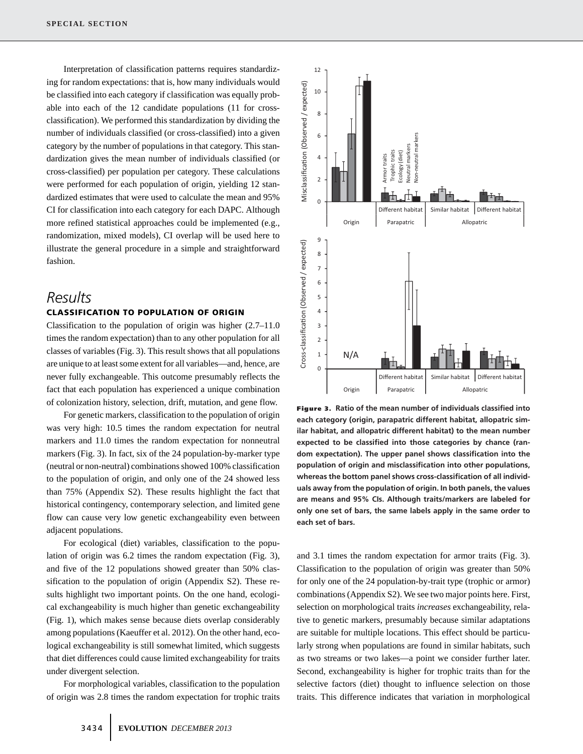Interpretation of classification patterns requires standardizing for random expectations: that is, how many individuals would be classified into each category if classification was equally probable into each of the 12 candidate populations (11 for cross-classification). We performed this standardization by dividing the number of individuals classified (or cross-classified) into a given category by the number of populations in that category. This standardization gives the mean number of individuals classified (or cross-classified) per population per category. These calculations were performed for each population of origin, yielding 12 standardized estimates that were used to calculate the mean and 95% CI for classification into each category for each DAPC. Although more refined statistical approaches could be implemented (e.g., randomization, mixed models), CI overlap will be used here to illustrate the general procedure in a simple and straightforward fashion.

# Results

## CLASSIFICATION TO POPULATION OF ORIGIN

Classification to the population of origin was higher (2.7–11.0 times the random expectation) than to any other population for all classes of variables (Fig. 3). This result shows that all populations are unique to at least some extent for all variables—and, hence, are never fully exchangeable. This outcome presumably reflects the fact that each population has experienced a unique combination of colonization history, selection, drift, mutation, and gene flow.

For genetic markers, classification to the population of origin was very high: 10.5 times the random expectation for neutral markers and 11.0 times the random expectation for nonneutral markers (Fig. 3). In fact, six of the 24 population-by-marker type (neutral or non-neutral) combinations showed 100% classification to the population of origin, and only one of the 24 showed less than 75% (Appendix S2). These results highlight the fact that historical contingency, contemporary selection, and limited gene flow can cause very low genetic exchangeability even between adjacent populations.

For ecological (diet) variables, classification to the population of origin was 6.2 times the random expectation (Fig. 3), and five of the 12 populations showed greater than 50% classification to the population of origin (Appendix S2). These results highlight two important points. On the one hand, ecological exchangeability is much higher than genetic exchangeability (Fig. 1), which makes sense because diets overlap considerably among populations (Kaeuffer et al. 2012). On the other hand, ecological exchangeability is still somewhat limited, which suggests that diet differences could cause limited exchangeability for traits under divergent selection.

For morphological variables, classification to the population of origin was 2.8 times the random expectation for trophic traits and 3.1 times the random expectation for armor traits (Fig. 3). Classification to the population of origin was greater than 50% for only one of the 24 population-by-trait type (trophic or armor) combinations (Appendix S2). We see two major points here. First, selection on morphological traits *increases* exchangeability, relative to genetic markers, presumably because similar adaptations are suitable for multiple locations. This effect should be particularly strong when populations are found in similar habitats, such as two streams or two lakes—a point we consider further later. Second, exchangeability is higher for trophic traits than for the selective factors (diet) thought to influence selection on those traits. This difference indicates that variation in morphological

**Figure 3.** Ratio of the mean number of individuals classified into each category (origin, parapatric different habitat, allopatric similar habitat, and allopatric different habitat) to the mean number expected to be classified into those categories by chance (random expectation). The upper panel shows classification into the population of origin and misclassification into other populations, whereas the bottom panel shows cross-classification of all individuals away from the population of origin. In both panels, the values are means and 95% CIs. Although traits/markers are labeled for only one set of bars, the same labels apply in the same order to each set of bars.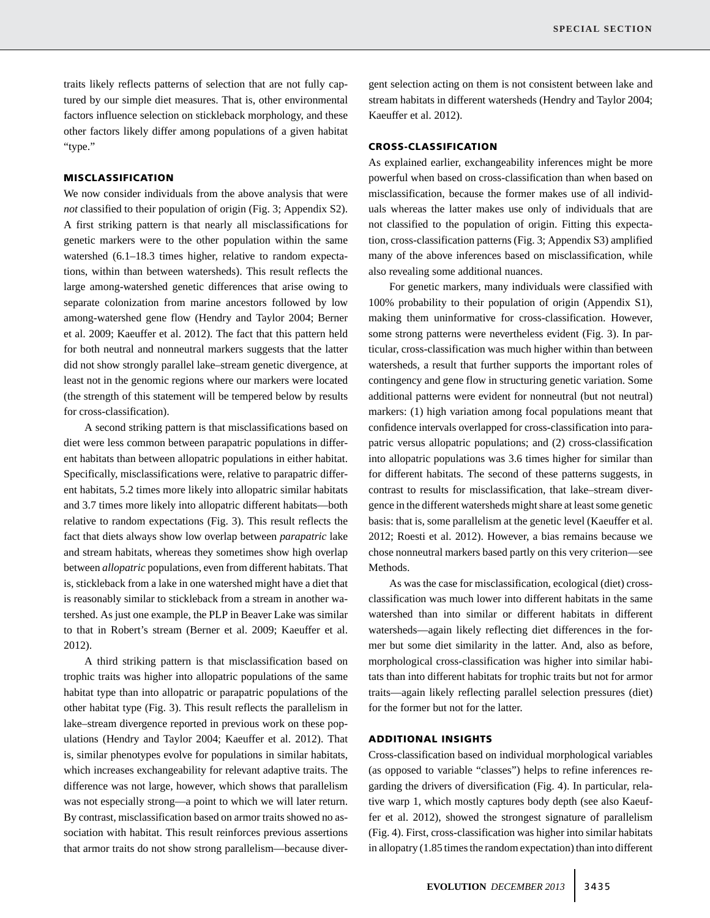traits likely reflects patterns of selection that are not fully captured by our simple diet measures. That is, other environmental factors influence selection on stickleback morphology, and these other factors likely differ among populations of a given habitat "type."

### MISCLASSIFICATION

We now consider individuals from the above analysis that were *not* classified to their population of origin (Fig. 3; Appendix S2). A first striking pattern is that nearly all misclassifications for genetic markers were to the other population within the same watershed (6.1–18.3 times higher, relative to random expectations, within than between watersheds). This result reflects the large among-watershed genetic differences that arise owing to separate colonization from marine ancestors followed by low among-watershed gene flow (Hendry and Taylor 2004; Berner et al. 2009; Kaeuffer et al. 2012). The fact that this pattern held for both neutral and nonneutral markers suggests that the latter did not show strongly parallel lake–stream genetic divergence, at least not in the genomic regions where our markers were located (the strength of this statement will be tempered below by results for cross-classification).

A second striking pattern is that misclassifications based on diet were less common between parapatric populations in different habitats than between allopatric populations in either habitat. Specifically, misclassifications were, relative to parapatric different habitats, 5.2 times more likely into allopatric similar habitats and 3.7 times more likely into allopatric different habitats—both relative to random expectations (Fig. 3). This result reflects the fact that diets always show low overlap between *parapatric* lake and stream habitats, whereas they sometimes show high overlap between *allopatric* populations, even from different habitats. That is, stickleback from a lake in one watershed might have a diet that is reasonably similar to stickleback from a stream in another watershed. As just one example, the PLP in Beaver Lake was similar to that in Robert's stream (Berner et al. 2009; Kaeuffer et al. 2012).

A third striking pattern is that misclassification based on trophic traits was higher into allopatric populations of the same habitat type than into allopatric or parapatric populations of the other habitat type (Fig. 3). This result reflects the parallelism in lake–stream divergence reported in previous work on these populations (Hendry and Taylor 2004; Kaeuffer et al. 2012). That is, similar phenotypes evolve for populations in similar habitats, which increases exchangeability for relevant adaptive traits. The difference was not large, however, which shows that parallelism was not especially strong—a point to which we will later return. By contrast, misclassification based on armor traits showed no association with habitat. This result reinforces previous assertions that armor traits do not show strong parallelism—because divergent selection acting on them is not consistent between lake and stream habitats in different watersheds (Hendry and Taylor 2004; Kaeuffer et al. 2012).

### CROSS-CLASSIFICATION

As explained earlier, exchangeability inferences might be more powerful when based on cross-classification than when based on misclassification, because the former makes use of all individuals whereas the latter makes use only of individuals that are not classified to the population of origin. Fitting this expectation, cross-classification patterns (Fig. 3; Appendix S3) amplified many of the above inferences based on misclassification, while also revealing some additional nuances.

For genetic markers, many individuals were classified with 100% probability to their population of origin (Appendix S1), making them uninformative for cross-classification. However, some strong patterns were nevertheless evident (Fig. 3). In particular, cross-classification was much higher within than between watersheds, a result that further supports the important roles of contingency and gene flow in structuring genetic variation. Some additional patterns were evident for nonneutral (but not neutral) markers: (1) high variation among focal populations meant that confidence intervals overlapped for cross-classification into parapatric versus allopatric populations; and (2) cross-classification into allopatric populations was 3.6 times higher for similar than for different habitats. The second of these patterns suggests, in contrast to results for misclassification, that lake–stream divergence in the different watersheds might share at least some genetic basis: that is, some parallelism at the genetic level (Kaeuffer et al. 2012; Roesti et al. 2012). However, a bias remains because we chose nonneutral markers based partly on this very criterion—see Methods.

As was the case for misclassification, ecological (diet) cross-classification was much lower into different habitats in the same watershed than into similar or different habitats in different watersheds—again likely reflecting diet differences in the former but some diet similarity in the latter. And, also as before, morphological cross-classification was higher into similar habitats than into different habitats for trophic traits but not for armor traits—again likely reflecting parallel selection pressures (diet) for the former but not for the latter.

### ADDITIONAL INSIGHTS

Cross-classification based on individual morphological variables (as opposed to variable "classes") helps to refine inferences regarding the drivers of diversification (Fig. 4). In particular, relative warp 1, which mostly captures body depth (see also Kaeuffer et al. 2012), showed the strongest signature of parallelism (Fig. 4). First, cross-classification was higher into similar habitats in allopatry (1.85 times the random expectation) than into different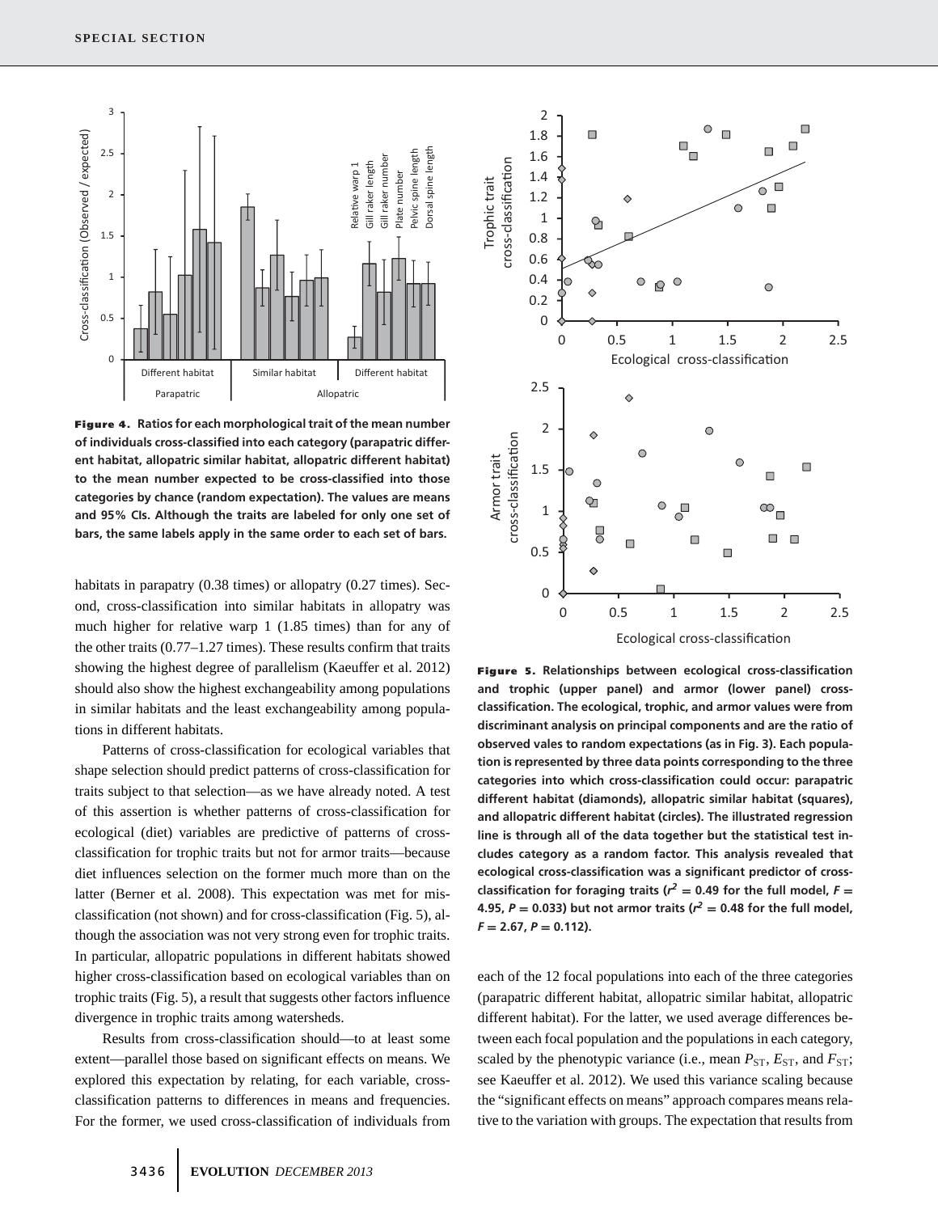**Figure 4.** Ratios for each morphological trait of the mean number of individuals cross-classified into each category (parapatric different habitat, allopatric similar habitat, allopatric different habitat) to the mean number expected to be cross-classified into those categories by chance (random expectation). The values are means and 95% CIs. Although the traits are labeled for only one set of bars, the same labels apply in the same order to each set of bars.

habitats in parapatry (0.38 times) or allopatry (0.27 times). Second, cross-classification into similar habitats in allopatry was much higher for relative warp 1 (1.85 times) than for any of the other traits (0.77–1.27 times). These results confirm that traits showing the highest degree of parallelism (Kaeuffer et al. 2012) should also show the highest exchangeability among populations in similar habitats and the least exchangeability among populations in different habitats.

Patterns of cross-classification for ecological variables that shape selection should predict patterns of cross-classification for traits subject to that selection—as we have already noted. A test of this assertion is whether patterns of cross-classification for ecological (diet) variables are predictive of patterns of cross-classification for trophic traits but not for armor traits—because diet influences selection on the former much more than on the latter (Berner et al. 2008). This expectation was met for misclassification (not shown) and for cross-classification (Fig. 5), although the association was not very strong even for trophic traits. In particular, allopatric populations in different habitats showed higher cross-classification based on ecological variables than on trophic traits (Fig. 5), a result that suggests other factors influence divergence in trophic traits among watersheds.

Results from cross-classification should—to at least some extent—parallel those based on significant effects on means. We explored this expectation by relating, for each variable, cross-classification patterns to differences in means and frequencies. For the former, we used cross-classification of individuals from each of the 12 focal populations into each of the three categories (parapatric different habitat, allopatric similar habitat, allopatric different habitat). For the latter, we used average differences between each focal population and the populations in each category, scaled by the phenotypic variance (i.e., mean $P_{ST}$, $E_{ST}$, and $F_{ST}$; see Kaeuffer et al. 2012). We used this variance scaling because the "significant effects on means" approach compares means relative to the variation with groups. The expectation that results from

**Figure 5.** Relationships between ecological cross-classification and trophic (upper panel) and armor (lower panel) cross-classification. The ecological, trophic, and armor values were from discriminant analysis on principal components and are the ratio of observed vales to random expectations (as in Fig. 3). Each population is represented by three data points corresponding to the three categories into which cross-classification could occur: parapatric different habitat (diamonds), allopatric similar habitat (squares), and allopatric different habitat (circles). The illustrated regression line is through all of the data together but the statistical test includes category as a random factor. This analysis revealed that ecological cross-classification was a significant predictor of cross-classification for foraging traits ($r^2 = 0.49$ for the full model, $F = 4.95$, $P = 0.033$) but not armor traits ($r^2 = 0.48$ for the full model, $F = 2.67$, $P = 0.112$).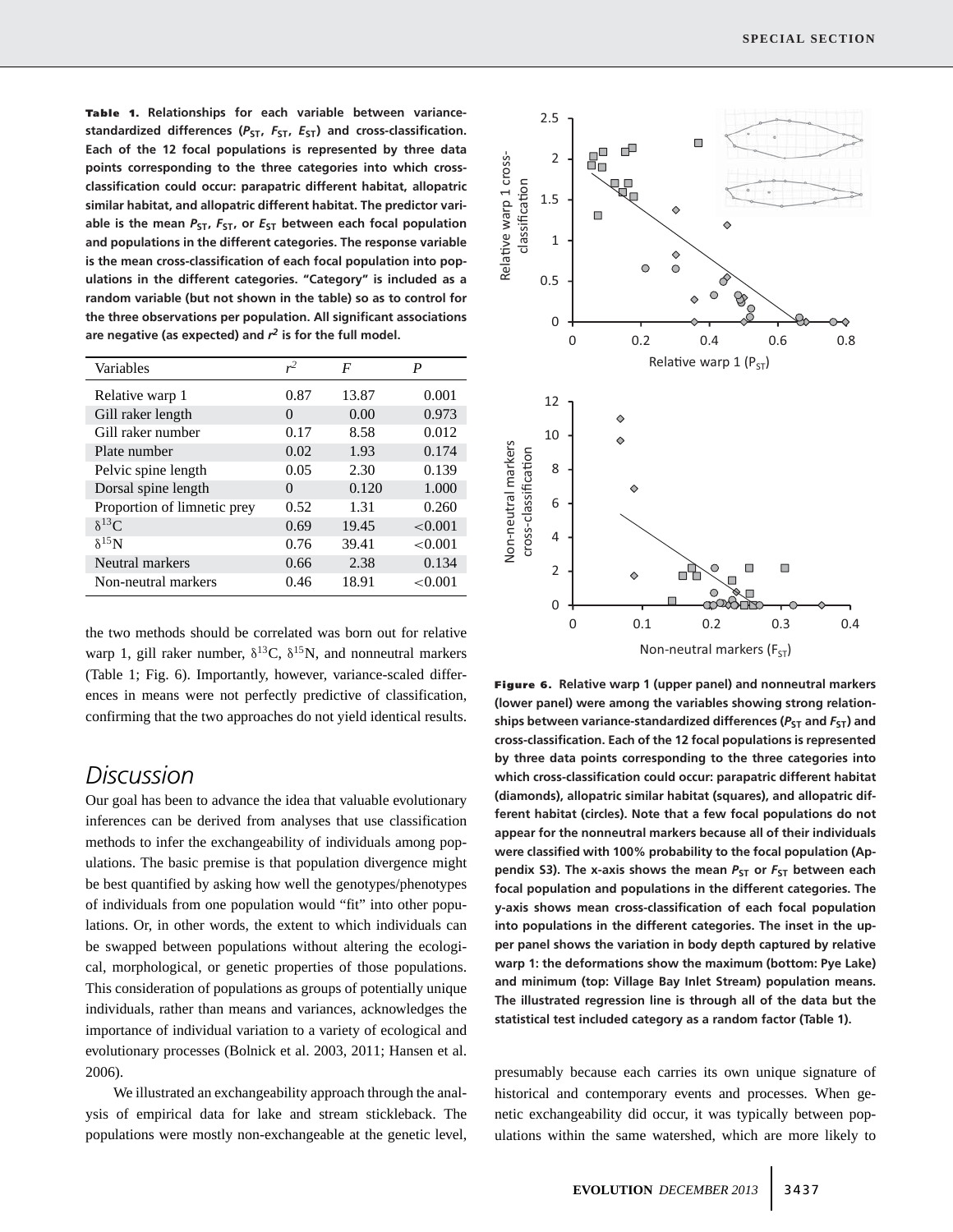**Table 1.** Relationships for each variable between variance-standardized differences ($P_{ST}$, $F_{ST}$, $E_{ST}$) and cross-classification. Each of the 12 focal populations is represented by three data points corresponding to the three categories into which cross-classification could occur: parapatric different habitat, allopatric similar habitat, and allopatric different habitat. The predictor variable is the mean $P_{ST}$, $F_{ST}$, or $E_{ST}$ between each focal population and populations in the different categories. The response variable is the mean cross-classification of each focal population into populations in the different categories. "Category" is included as a random variable (but not shown in the table) so as to control for the three observations per population. All significant associations are negative (as expected) and $r^2$ is for the full model.

| Variables | $r^2$ | $F$ | $P$ |
|---|---|---|---|
| Relative warp 1 | 0.87 | 13.87 | 0.001 |
| Gill raker length | 0 | 0.00 | 0.973 |
| Gill raker number | 0.17 | 8.58 | 0.012 |
| Plate number | 0.02 | 1.93 | 0.174 |
| Pelvic spine length | 0.05 | 2.30 | 0.139 |
| Dorsal spine length | 0 | 0.120 | 1.000 |
| Proportion of limnetic prey | 0.52 | 1.31 | 0.260 |
| $\delta^{13}$C | 0.69 | 19.45 | <0.001 |
| $\delta^{15}$N | 0.76 | 39.41 | <0.001 |
| Neutral markers | 0.66 | 2.38 | 0.134 |
| Non-neutral markers | 0.46 | 18.91 | <0.001 |

the two methods should be correlated was born out for relative warp 1, gill raker number, $\delta^{13}$C, $\delta^{15}$N, and nonneutral markers (Table 1; Fig. 6). Importantly, however, variance-scaled differences in means were not perfectly predictive of classification, confirming that the two approaches do not yield identical results.

**Figure 6.** Relative warp 1 (upper panel) and nonneutral markers (lower panel) were among the variables showing strong relationships between variance-standardized differences ($P_{ST}$ and $F_{ST}$) and cross-classification. Each of the 12 focal populations is represented by three data points corresponding to the three categories into which cross-classification could occur: parapatric different habitat (diamonds), allopatric similar habitat (squares), and allopatric different habitat (circles). Note that a few focal populations do not appear for the nonneutral markers because all of their individuals were classified with 100% probability to the focal population (Appendix S3). The x-axis shows the mean $P_{ST}$ or $F_{ST}$ between each focal population and populations in the different categories. The y-axis shows mean cross-classification of each focal population into populations in the different categories. The inset in the upper panel shows the variation in body depth captured by relative warp 1: the deformations show the maximum (bottom: Pye Lake) and minimum (top: Village Bay Inlet Stream) population means. The illustrated regression line is through all of the data but the statistical test included category as a random factor (Table 1).

# Discussion

Our goal has been to advance the idea that valuable evolutionary inferences can be derived from analyses that use classification methods to infer the exchangeability of individuals among populations. The basic premise is that population divergence might be best quantified by asking how well the genotypes/phenotypes of individuals from one population would "fit" into other populations. Or, in other words, the extent to which individuals can be swapped between populations without altering the ecological, morphological, or genetic properties of those populations. This consideration of populations as groups of potentially unique individuals, rather than means and variances, acknowledges the importance of individual variation to a variety of ecological and evolutionary processes (Bolnick et al. 2003, 2011; Hansen et al. 2006).

We illustrated an exchangeability approach through the analysis of empirical data for lake and stream stickleback. The populations were mostly non-exchangeable at the genetic level, presumably because each carries its own unique signature of historical and contemporary events and processes. When genetic exchangeability did occur, it was typically between populations within the same watershed, which are more likely to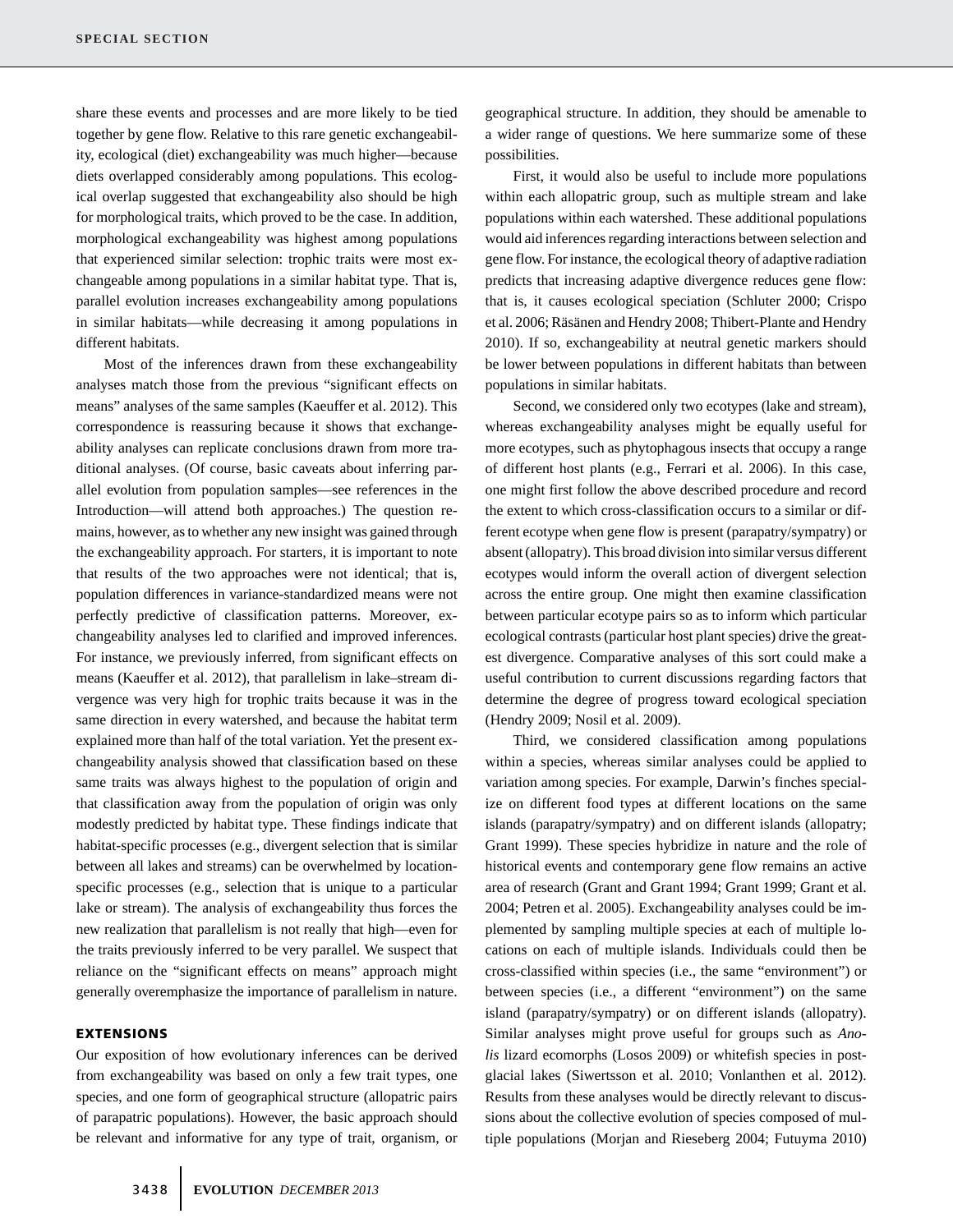share these events and processes and are more likely to be tied together by gene flow. Relative to this rare genetic exchangeability, ecological (diet) exchangeability was much higher—because diets overlapped considerably among populations. This ecological overlap suggested that exchangeability also should be high for morphological traits, which proved to be the case. In addition, morphological exchangeability was highest among populations that experienced similar selection: trophic traits were most exchangeable among populations in a similar habitat type. That is, parallel evolution increases exchangeability among populations in similar habitats—while decreasing it among populations in different habitats.

Most of the inferences drawn from these exchangeability analyses match those from the previous "significant effects on means" analyses of the same samples (Kaeuffer et al. 2012). This correspondence is reassuring because it shows that exchangeability analyses can replicate conclusions drawn from more traditional analyses. (Of course, basic caveats about inferring parallel evolution from population samples—see references in the Introduction—will attend both approaches.) The question remains, however, as to whether any new insight was gained through the exchangeability approach. For starters, it is important to note that results of the two approaches were not identical; that is, population differences in variance-standardized means were not perfectly predictive of classification patterns. Moreover, exchangeability analyses led to clarified and improved inferences. For instance, we previously inferred, from significant effects on means (Kaeuffer et al. 2012), that parallelism in lake–stream divergence was very high for trophic traits because it was in the same direction in every watershed, and because the habitat term explained more than half of the total variation. Yet the present exchangeability analysis showed that classification based on these same traits was always highest to the population of origin and that classification away from the population of origin was only modestly predicted by habitat type. These findings indicate that habitat-specific processes (e.g., divergent selection that is similar between all lakes and streams) can be overwhelmed by location-specific processes (e.g., selection that is unique to a particular lake or stream). The analysis of exchangeability thus forces the new realization that parallelism is not really that high—even for the traits previously inferred to be very parallel. We suspect that reliance on the "significant effects on means" approach might generally overemphasize the importance of parallelism in nature.

## EXTENSIONS

Our exposition of how evolutionary inferences can be derived from exchangeability was based on only a few trait types, one species, and one form of geographical structure (allopatric pairs of parapatric populations). However, the basic approach should be relevant and informative for any type of trait, organism, or geographical structure. In addition, they should be amenable to a wider range of questions. We here summarize some of these possibilities.

First, it would also be useful to include more populations within each allopatric group, such as multiple stream and lake populations within each watershed. These additional populations would aid inferences regarding interactions between selection and gene flow. For instance, the ecological theory of adaptive radiation predicts that increasing adaptive divergence reduces gene flow: that is, it causes ecological speciation (Schluter 2000; Crispo et al. 2006; Räsänen and Hendry 2008; Thibert-Plante and Hendry 2010). If so, exchangeability at neutral genetic markers should be lower between populations in different habitats than between populations in similar habitats.

Second, we considered only two ecotypes (lake and stream), whereas exchangeability analyses might be equally useful for more ecotypes, such as phytophagous insects that occupy a range of different host plants (e.g., Ferrari et al. 2006). In this case, one might first follow the above described procedure and record the extent to which cross-classification occurs to a similar or different ecotype when gene flow is present (parapatry/sympatry) or absent (allopatry). This broad division into similar versus different ecotypes would inform the overall action of divergent selection across the entire group. One might then examine classification between particular ecotype pairs so as to inform which particular ecological contrasts (particular host plant species) drive the greatest divergence. Comparative analyses of this sort could make a useful contribution to current discussions regarding factors that determine the degree of progress toward ecological speciation (Hendry 2009; Nosil et al. 2009).

Third, we considered classification among populations within a species, whereas similar analyses could be applied to variation among species. For example, Darwin's finches specialize on different food types at different locations on the same islands (parapatry/sympatry) and on different islands (allopatry; Grant 1999). These species hybridize in nature and the role of historical events and contemporary gene flow remains an active area of research (Grant and Grant 1994; Grant 1999; Grant et al. 2004; Petren et al. 2005). Exchangeability analyses could be implemented by sampling multiple species at each of multiple locations on each of multiple islands. Individuals could then be cross-classified within species (i.e., the same "environment") or between species (i.e., a different "environment") on the same island (parapatry/sympatry) or on different islands (allopatry). Similar analyses might prove useful for groups such as *Anolis* lizard ecomorphs (Losos 2009) or whitefish species in postglacial lakes (Siwertsson et al. 2010; Vonlanthen et al. 2012). Results from these analyses would be directly relevant to discussions about the collective evolution of species composed of multiple populations (Morjan and Rieseberg 2004; Futuyma 2010)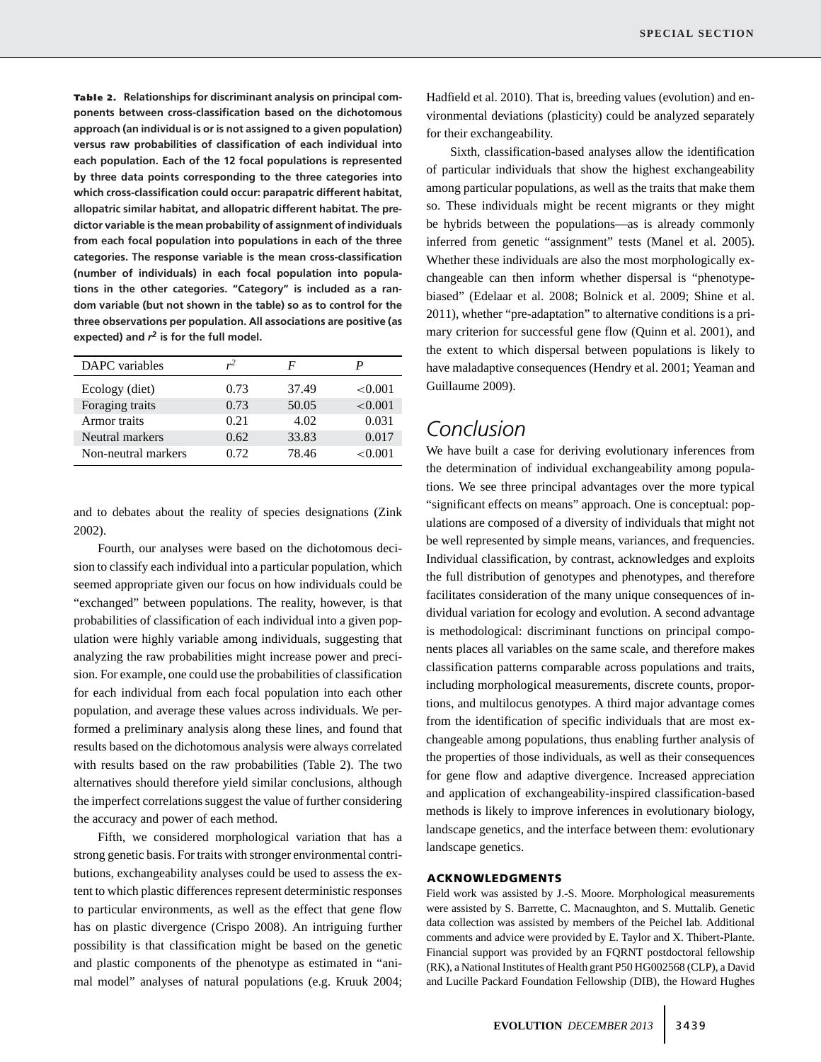**Table 2.** Relationships for discriminant analysis on principal components between cross-classification based on the dichotomous approach (an individual is or is not assigned to a given population) versus raw probabilities of classification of each individual into each population. Each of the 12 focal populations is represented by three data points corresponding to the three categories into which cross-classification could occur: parapatric different habitat, allopatric similar habitat, and allopatric different habitat. The predictor variable is the mean probability of assignment of individuals from each focal population into populations in each of the three categories. The response variable is the mean cross-classification (number of individuals) in each focal population into populations in the other categories. "Category" is included as a random variable (but not shown in the table) so as to control for the three observations per population. All associations are positive (as expected) and $r^2$ is for the full model.

| DAPC variables | $r^2$ | $F$ | $P$ |
|---|---|---|---|
| Ecology (diet) | 0.73 | 37.49 | <0.001 |
| Foraging traits | 0.73 | 50.05 | <0.001 |
| Armor traits | 0.21 | 4.02 | 0.031 |
| Neutral markers | 0.62 | 33.83 | 0.017 |
| Non-neutral markers | 0.72 | 78.46 | <0.001 |

and to debates about the reality of species designations (Zink 2002).

Fourth, our analyses were based on the dichotomous decision to classify each individual into a particular population, which seemed appropriate given our focus on how individuals could be "exchanged" between populations. The reality, however, is that probabilities of classification of each individual into a given population were highly variable among individuals, suggesting that analyzing the raw probabilities might increase power and precision. For example, one could use the probabilities of classification for each individual from each focal population into each other population, and average these values across individuals. We performed a preliminary analysis along these lines, and found that results based on the dichotomous analysis were always correlated with results based on the raw probabilities (Table 2). The two alternatives should therefore yield similar conclusions, although the imperfect correlations suggest the value of further considering the accuracy and power of each method.

Fifth, we considered morphological variation that has a strong genetic basis. For traits with stronger environmental contributions, exchangeability analyses could be used to assess the extent to which plastic differences represent deterministic responses to particular environments, as well as the effect that gene flow has on plastic divergence (Crispo 2008). An intriguing further possibility is that classification might be based on the genetic and plastic components of the phenotype as estimated in "animal model" analyses of natural populations (e.g. Kruuk 2004; Hadfield et al. 2010). That is, breeding values (evolution) and environmental deviations (plasticity) could be analyzed separately for their exchangeability.

Sixth, classification-based analyses allow the identification of particular individuals that show the highest exchangeability among particular populations, as well as the traits that make them so. These individuals might be recent migrants or they might be hybrids between the populations—as is already commonly inferred from genetic "assignment" tests (Manel et al. 2005). Whether these individuals are also the most morphologically exchangeable can then inform whether dispersal is "phenotype-biased" (Edelaar et al. 2008; Bolnick et al. 2009; Shine et al. 2011), whether "pre-adaptation" to alternative conditions is a primary criterion for successful gene flow (Quinn et al. 2001), and the extent to which dispersal between populations is likely to have maladaptive consequences (Hendry et al. 2001; Yeaman and Guillaume 2009).

## Conclusion

We have built a case for deriving evolutionary inferences from the determination of individual exchangeability among populations. We see three principal advantages over the more typical "significant effects on means" approach. One is conceptual: populations are composed of a diversity of individuals that might not be well represented by simple means, variances, and frequencies. Individual classification, by contrast, acknowledges and exploits the full distribution of genotypes and phenotypes, and therefore facilitates consideration of the many unique consequences of individual variation for ecology and evolution. A second advantage is methodological: discriminant functions on principal components places all variables on the same scale, and therefore makes classification patterns comparable across populations and traits, including morphological measurements, discrete counts, proportions, and multilocus genotypes. A third major advantage comes from the identification of specific individuals that are most exchangeable among populations, thus enabling further analysis of the properties of those individuals, as well as their consequences for gene flow and adaptive divergence. Increased appreciation and application of exchangeability-inspired classification-based methods is likely to improve inferences in evolutionary biology, landscape genetics, and the interface between them: evolutionary landscape genetics.

### ACKNOWLEDGMENTS

Field work was assisted by J.-S. Moore. Morphological measurements were assisted by S. Barrette, C. Macnaughton, and S. Muttalib. Genetic data collection was assisted by members of the Peichel lab. Additional comments and advice were provided by E. Taylor and X. Thibert-Plante. Financial support was provided by an FQRNT postdoctoral fellowship (RK), a National Institutes of Health grant P50 HG002568 (CLP), a David and Lucille Packard Foundation Fellowship (DIB), the Howard Hughes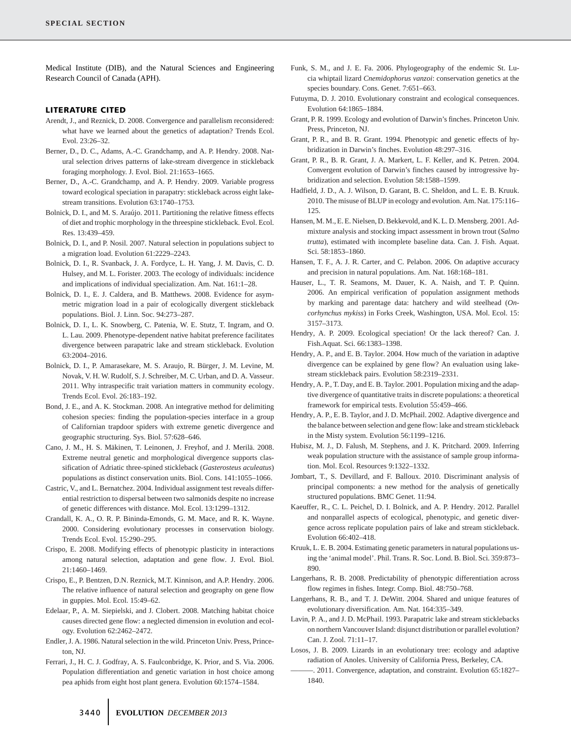Medical Institute (DIB), and the Natural Sciences and Engineering Research Council of Canada (APH).

## LITERATURE CITED

Arendt, J., and Reznick, D. 2008. Convergence and parallelism reconsidered: what have we learned about the genetics of adaptation? Trends Ecol. Evol. 23:26–32.

Berner, D., D. C., Adams, A.-C. Grandchamp, and A. P. Hendry. 2008. Natural selection drives patterns of lake-stream divergence in stickleback foraging morphology. J. Evol. Biol. 21:1653–1665.

Berner, D., A.-C. Grandchamp, and A. P. Hendry. 2009. Variable progress toward ecological speciation in parapatry: stickleback across eight lake-stream transitions. Evolution 63:1740–1753.

Bolnick, D. I., and M. S. Araújo. 2011. Partitioning the relative fitness effects of diet and trophic morphology in the threespine stickleback. Evol. Ecol. Res. 13:439–459.

Bolnick, D. I., and P. Nosil. 2007. Natural selection in populations subject to a migration load. Evolution 61:2229–2243.

Bolnick, D. I., R. Svanback, J. A. Fordyce, L. H. Yang, J. M. Davis, C. D. Hulsey, and M. L. Forister. 2003. The ecology of individuals: incidence and implications of individual specialization. Am. Nat. 161:1–28.

Bolnick, D. I., E. J. Caldera, and B. Matthews. 2008. Evidence for asymmetric migration load in a pair of ecologically divergent stickleback populations. Biol. J. Linn. Soc. 94:273–287.

Bolnick, D. I., L. K. Snowberg, C. Patenia, W. E. Stutz, T. Ingram, and O. L. Lau. 2009. Phenotype-dependent native habitat preference facilitates divergence between parapatric lake and stream stickleback. Evolution 63:2004–2016.

Bolnick, D. I., P. Amarasekare, M. S. Araujo, R. Bürger, J. M. Levine, M. Novak, V. H. W. Rudolf, S. J. Schreiber, M. C. Urban, and D. A. Vasseur. 2011. Why intraspecific trait variation matters in community ecology. Trends Ecol. Evol. 26:183–192.

Bond, J. E., and A. K. Stockman. 2008. An integrative method for delimiting cohesion species: finding the population-species interface in a group of Californian trapdoor spiders with extreme genetic divergence and geographic structuring. Sys. Biol. 57:628–646.

Cano, J. M., H. S. Mäkinen, T. Leinonen, J. Freyhof, and J. Merilä. 2008. Extreme neutral genetic and morphological divergence supports classification of Adriatic three-spined stickleback (*Gasterosteus aculeatus*) populations as distinct conservation units. Biol. Cons. 141:1055–1066.

Castric, V., and L. Bernatchez. 2004. Individual assignment test reveals differential restriction to dispersal between two salmonids despite no increase of genetic differences with distance. Mol. Ecol. 13:1299–1312.

Crandall, K. A., O. R. P. Bininda-Emonds, G. M. Mace, and R. K. Wayne. 2000. Considering evolutionary processes in conservation biology. Trends Ecol. Evol. 15:290–295.

Crispo, E. 2008. Modifying effects of phenotypic plasticity in interactions among natural selection, adaptation and gene flow. J. Evol. Biol. 21:1460–1469.

Crispo, E., P. Bentzen, D.N. Reznick, M.T. Kinnison, and A.P. Hendry. 2006. The relative influence of natural selection and geography on gene flow in guppies. Mol. Ecol. 15:49–62.

Edelaar, P., A. M. Siepielski, and J. Clobert. 2008. Matching habitat choice causes directed gene flow: a neglected dimension in evolution and ecology. Evolution 62:2462–2472.

Endler, J. A. 1986. Natural selection in the wild. Princeton Univ. Press, Princeton, NJ.

Ferrari, J., H. C. J. Godfray, A. S. Faulconbridge, K. Prior, and S. Via. 2006. Population differentiation and genetic variation in host choice among pea aphids from eight host plant genera. Evolution 60:1574–1584.

Funk, S. M., and J. E. Fa. 2006. Phylogeography of the endemic St. Lucia whiptail lizard *Cnemidophorus vanzoi*: conservation genetics at the species boundary. Cons. Genet. 7:651–663.

Futuyma, D. J. 2010. Evolutionary constraint and ecological consequences. Evolution 64:1865–1884.

Grant, P. R. 1999. Ecology and evolution of Darwin's finches. Princeton Univ. Press, Princeton, NJ.

Grant, P. R., and B. R. Grant. 1994. Phenotypic and genetic effects of hybridization in Darwin's finches. Evolution 48:297–316.

Grant, P. R., B. R. Grant, J. A. Markert, L. F. Keller, and K. Petren. 2004. Convergent evolution of Darwin's finches caused by introgressive hybridization and selection. Evolution 58:1588–1599.

Hadfield, J. D., A. J. Wilson, D. Garant, B. C. Sheldon, and L. E. B. Kruuk. 2010. The misuse of BLUP in ecology and evolution. Am. Nat. 175:116–125.

Hansen, M. M., E. E. Nielsen, D. Bekkevold, and K. L. D. Mensberg. 2001. Admixture analysis and stocking impact assessment in brown trout (*Salmo trutta*), estimated with incomplete baseline data. Can. J. Fish. Aquat. Sci. 58:1853–1860.

Hansen, T. F., A. J. R. Carter, and C. Pelabon. 2006. On adaptive accuracy and precision in natural populations. Am. Nat. 168:168–181.

Hauser, L., T. R. Seamons, M. Dauer, K. A. Naish, and T. P. Quinn. 2006. An empirical verification of population assignment methods by marking and parentage data: hatchery and wild steelhead (*Oncorhynchus mykiss*) in Forks Creek, Washington, USA. Mol. Ecol. 15: 3157–3173.

Hendry, A. P. 2009. Ecological speciation! Or the lack thereof? Can. J. Fish.Aquat. Sci. 66:1383–1398.

Hendry, A. P., and E. B. Taylor. 2004. How much of the variation in adaptive divergence can be explained by gene flow? An evaluation using lake-stream stickleback pairs. Evolution 58:2319–2331.

Hendry, A. P., T. Day, and E. B. Taylor. 2001. Population mixing and the adaptive divergence of quantitative traits in discrete populations: a theoretical framework for empirical tests. Evolution 55:459–466.

Hendry, A. P., E. B. Taylor, and J. D. McPhail. 2002. Adaptive divergence and the balance between selection and gene flow: lake and stream stickleback in the Misty system. Evolution 56:1199–1216.

Hubisz, M. J., D. Falush, M. Stephens, and J. K. Pritchard. 2009. Inferring weak population structure with the assistance of sample group information. Mol. Ecol. Resources 9:1322–1332.

Jombart, T., S. Devillard, and F. Balloux. 2010. Discriminant analysis of principal components: a new method for the analysis of genetically structured populations. BMC Genet. 11:94.

Kaeuffer, R., C. L. Peichel, D. I. Bolnick, and A. P. Hendry. 2012. Parallel and nonparallel aspects of ecological, phenotypic, and genetic divergence across replicate population pairs of lake and stream stickleback. Evolution 66:402–418.

Kruuk, L. E. B. 2004. Estimating genetic parameters in natural populations using the 'animal model'. Phil. Trans. R. Soc. Lond. B. Biol. Sci. 359:873–890.

Langerhans, R. B. 2008. Predictability of phenotypic differentiation across flow regimes in fishes. Integr. Comp. Biol. 48:750–768.

Langerhans, R. B., and T. J. DeWitt. 2004. Shared and unique features of evolutionary diversification. Am. Nat. 164:335–349.

Lavin, P. A., and J. D. McPhail. 1993. Parapatric lake and stream sticklebacks on northern Vancouver Island: disjunct distribution or parallel evolution? Can. J. Zool. 71:11–17.

Losos, J. B. 2009. Lizards in an evolutionary tree: ecology and adaptive radiation of Anoles. University of California Press, Berkeley, CA.

———. 2011. Convergence, adaptation, and constraint. Evolution 65:1827–1840.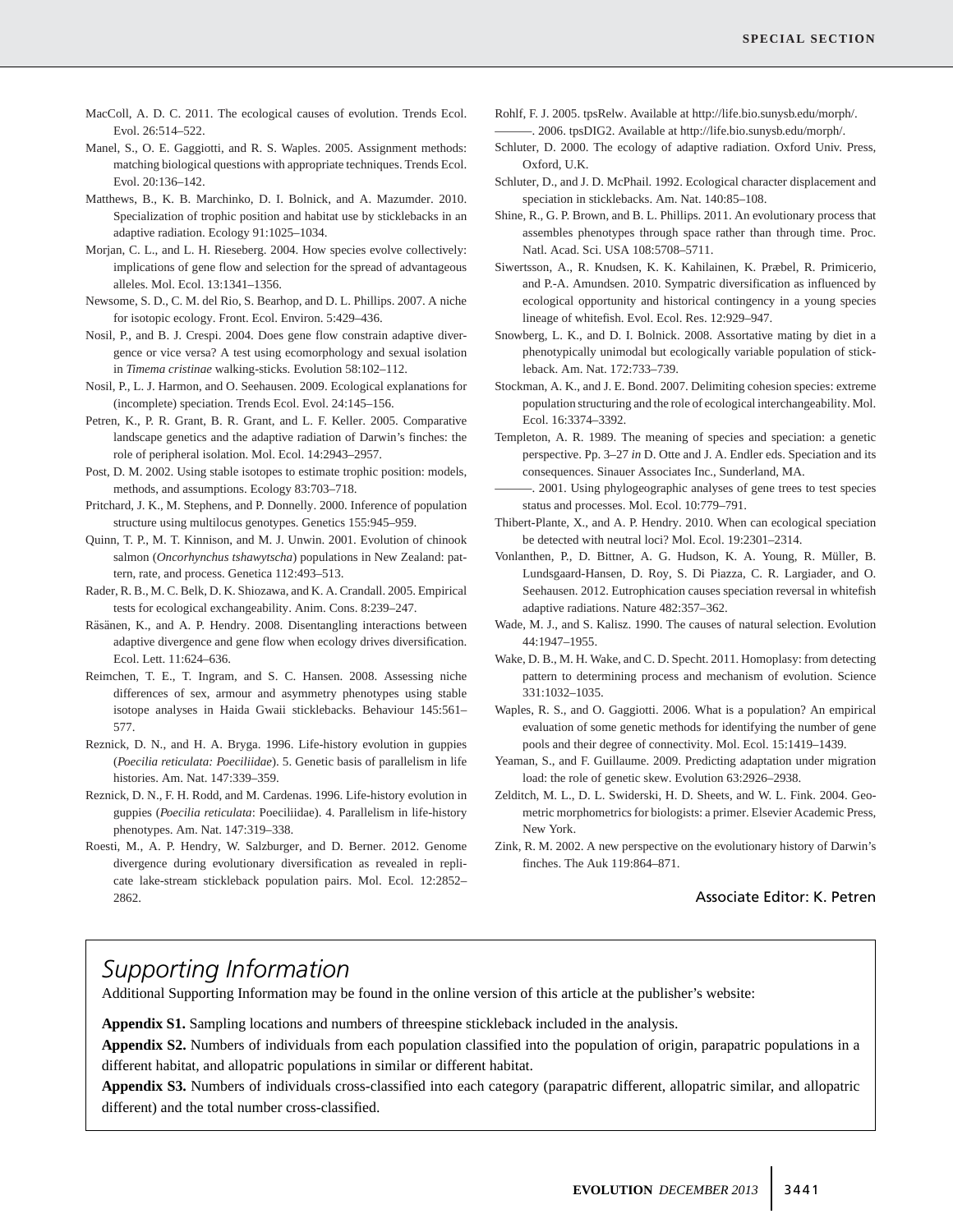MacColl, A. D. C. 2011. The ecological causes of evolution. Trends Ecol. Evol. 26:514–522.

Manel, S., O. E. Gaggiotti, and R. S. Waples. 2005. Assignment methods: matching biological questions with appropriate techniques. Trends Ecol. Evol. 20:136–142.

Matthews, B., K. B. Marchinko, D. I. Bolnick, and A. Mazumder. 2010. Specialization of trophic position and habitat use by sticklebacks in an adaptive radiation. Ecology 91:1025–1034.

Morjan, C. L., and L. H. Rieseberg. 2004. How species evolve collectively: implications of gene flow and selection for the spread of advantageous alleles. Mol. Ecol. 13:1341–1356.

Newsome, S. D., C. M. del Rio, S. Bearhop, and D. L. Phillips. 2007. A niche for isotopic ecology. Front. Ecol. Environ. 5:429–436.

Nosil, P., and B. J. Crespi. 2004. Does gene flow constrain adaptive divergence or vice versa? A test using ecomorphology and sexual isolation in *Timema cristinae* walking-sticks. Evolution 58:102–112.

Nosil, P., L. J. Harmon, and O. Seehausen. 2009. Ecological explanations for (incomplete) speciation. Trends Ecol. Evol. 24:145–156.

Petren, K., P. R. Grant, B. R. Grant, and L. F. Keller. 2005. Comparative landscape genetics and the adaptive radiation of Darwin's finches: the role of peripheral isolation. Mol. Ecol. 14:2943–2957.

Post, D. M. 2002. Using stable isotopes to estimate trophic position: models, methods, and assumptions. Ecology 83:703–718.

Pritchard, J. K., M. Stephens, and P. Donnelly. 2000. Inference of population structure using multilocus genotypes. Genetics 155:945–959.

Quinn, T. P., M. T. Kinnison, and M. J. Unwin. 2001. Evolution of chinook salmon (*Oncorhynchus tshawytscha*) populations in New Zealand: pattern, rate, and process. Genetica 112:493–513.

Rader, R. B., M. C. Belk, D. K. Shiozawa, and K. A. Crandall. 2005. Empirical tests for ecological exchangeability. Anim. Cons. 8:239–247.

Räsänen, K., and A. P. Hendry. 2008. Disentangling interactions between adaptive divergence and gene flow when ecology drives diversification. Ecol. Lett. 11:624–636.

Reimchen, T. E., T. Ingram, and S. C. Hansen. 2008. Assessing niche differences of sex, armour and asymmetry phenotypes using stable isotope analyses in Haida Gwaii sticklebacks. Behaviour 145:561–577.

Reznick, D. N., and H. A. Bryga. 1996. Life-history evolution in guppies (*Poecilia reticulata: Poeciliidae*). 5. Genetic basis of parallelism in life histories. Am. Nat. 147:339–359.

Reznick, D. N., F. H. Rodd, and M. Cardenas. 1996. Life-history evolution in guppies (*Poecilia reticulata*: Poeciliidae). 4. Parallelism in life-history phenotypes. Am. Nat. 147:319–338.

Roesti, M., A. P. Hendry, W. Salzburger, and D. Berner. 2012. Genome divergence during evolutionary diversification as revealed in replicate lake-stream stickleback population pairs. Mol. Ecol. 12:2852–2862.

Rohlf, F. J. 2005. tpsRelw. Available at http://life.bio.sunysb.edu/morph/.

———. 2006. tpsDIG2. Available at http://life.bio.sunysb.edu/morph/.

Schluter, D. 2000. The ecology of adaptive radiation. Oxford Univ. Press, Oxford, U.K.

Schluter, D., and J. D. McPhail. 1992. Ecological character displacement and speciation in sticklebacks. Am. Nat. 140:85–108.

Shine, R., G. P. Brown, and B. L. Phillips. 2011. An evolutionary process that assembles phenotypes through space rather than through time. Proc. Natl. Acad. Sci. USA 108:5708–5711.

Siwertsson, A., R. Knudsen, K. K. Kahilainen, K. Præbel, R. Primicerio, and P.-A. Amundsen. 2010. Sympatric diversification as influenced by ecological opportunity and historical contingency in a young species lineage of whitefish. Evol. Ecol. Res. 12:929–947.

Snowberg, L. K., and D. I. Bolnick. 2008. Assortative mating by diet in a phenotypically unimodal but ecologically variable population of stickleback. Am. Nat. 172:733–739.

Stockman, A. K., and J. E. Bond. 2007. Delimiting cohesion species: extreme population structuring and the role of ecological interchangeability. Mol. Ecol. 16:3374–3392.

Templeton, A. R. 1989. The meaning of species and speciation: a genetic perspective. Pp. 3–27 *in* D. Otte and J. A. Endler eds. Speciation and its consequences. Sinauer Associates Inc., Sunderland, MA.

———. 2001. Using phylogeographic analyses of gene trees to test species status and processes. Mol. Ecol. 10:779–791.

Thibert-Plante, X., and A. P. Hendry. 2010. When can ecological speciation be detected with neutral loci? Mol. Ecol. 19:2301–2314.

Vonlanthen, P., D. Bittner, A. G. Hudson, K. A. Young, R. Müller, B. Lundsgaard-Hansen, D. Roy, S. Di Piazza, C. R. Largiader, and O. Seehausen. 2012. Eutrophication causes speciation reversal in whitefish adaptive radiations. Nature 482:357–362.

Wade, M. J., and S. Kalisz. 1990. The causes of natural selection. Evolution 44:1947–1955.

Wake, D. B., M. H. Wake, and C. D. Specht. 2011. Homoplasy: from detecting pattern to determining process and mechanism of evolution. Science 331:1032–1035.

Waples, R. S., and O. Gaggiotti. 2006. What is a population? An empirical evaluation of some genetic methods for identifying the number of gene pools and their degree of connectivity. Mol. Ecol. 15:1419–1439.

Yeaman, S., and F. Guillaume. 2009. Predicting adaptation under migration load: the role of genetic skew. Evolution 63:2926–2938.

Zelditch, M. L., D. L. Swiderski, H. D. Sheets, and W. L. Fink. 2004. Geometric morphometrics for biologists: a primer. Elsevier Academic Press, New York.

Zink, R. M. 2002. A new perspective on the evolutionary history of Darwin's finches. The Auk 119:864–871.

Associate Editor: K. Petren

## Supporting Information

Additional Supporting Information may be found in the online version of this article at the publisher's website:

**Appendix S1.** Sampling locations and numbers of threespine stickleback included in the analysis.

**Appendix S2.** Numbers of individuals from each population classified into the population of origin, parapatric populations in a different habitat, and allopatric populations in similar or different habitat.

**Appendix S3.** Numbers of individuals cross-classified into each category (parapatric different, allopatric similar, and allopatric different) and the total number cross-classified.